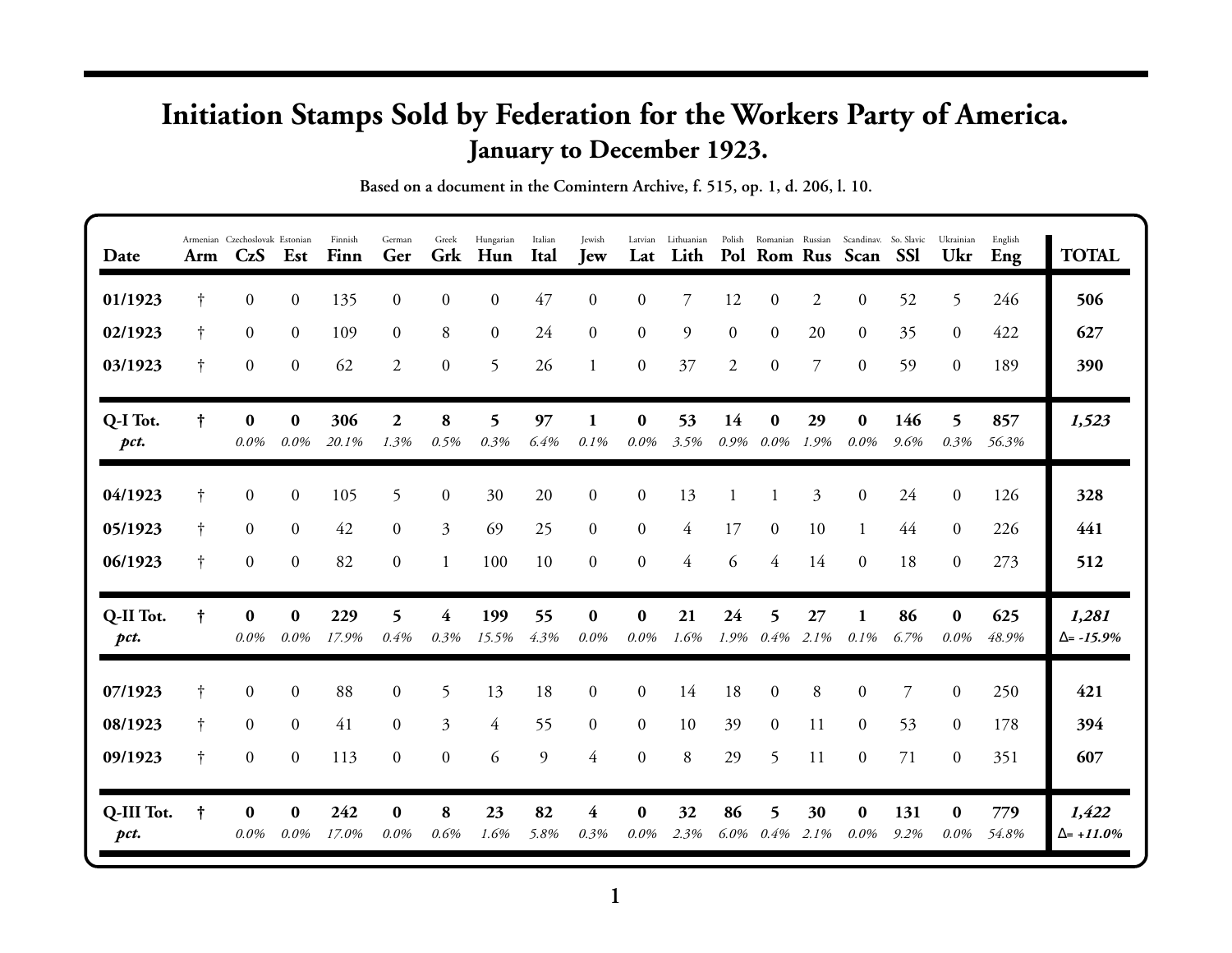# Initiation Stamps Sold by Federation for the Workers Party of America.

## January to December 1923.

**Based on a document in the Comintern Archive, f. 515, op. 1, d. 206, l. 10.**

| Date | Armenian Arm | Czechoslovak CzS | Estonian Est | Finnish Finn | German Ger | Greek Grk | Hungarian Hun | Italian Ital | Jewish Jew | Latvian Lat | Lithuanian Lith | Polish Pol | Romanian Rom | Russian Rus | Scandinav. Scan | So. Slavic SSl | Ukrainian Ukr | English Eng | TOTAL |
|---|---|---|---|---|---|---|---|---|---|---|---|---|---|---|---|---|---|---|---|
| **01/1923** | † | 0 | 0 | 135 | 0 | 0 | 0 | 47 | 0 | 0 | 7 | 12 | 0 | 2 | 0 | 52 | 5 | 246 | **506** |
| **02/1923** | † | 0 | 0 | 109 | 0 | 8 | 0 | 24 | 0 | 0 | 9 | 0 | 0 | 20 | 0 | 35 | 0 | 422 | **627** |
| **03/1923** | † | 0 | 0 | 62 | 2 | 0 | 5 | 26 | 1 | 0 | 37 | 2 | 0 | 7 | 0 | 59 | 0 | 189 | **390** |
| **Q-I Tot.** | **†** | **0** | **0** | **306** | **2** | **8** | **5** | **97** | **1** | **0** | **53** | **14** | **0** | **29** | **0** | **146** | **5** | **857** | ***1,523*** |
| ***pct.*** | | *0.0%* | *0.0%* | *20.1%* | *1.3%* | *0.5%* | *0.3%* | *6.4%* | *0.1%* | *0.0%* | *3.5%* | *0.9%* | *0.0%* | *1.9%* | *0.0%* | *9.6%* | *0.3%* | *56.3%* | |
| **04/1923** | † | 0 | 0 | 105 | 5 | 0 | 30 | 20 | 0 | 0 | 13 | 1 | 1 | 3 | 0 | 24 | 0 | 126 | **328** |
| **05/1923** | † | 0 | 0 | 42 | 0 | 3 | 69 | 25 | 0 | 0 | 4 | 17 | 0 | 10 | 1 | 44 | 0 | 226 | **441** |
| **06/1923** | † | 0 | 0 | 82 | 0 | 1 | 100 | 10 | 0 | 0 | 4 | 6 | 4 | 14 | 0 | 18 | 0 | 273 | **512** |
| **Q-II Tot.** | **†** | **0** | **0** | **229** | **5** | **4** | **199** | **55** | **0** | **0** | **21** | **24** | **5** | **27** | **1** | **86** | **0** | **625** | ***1,281*** |
| ***pct.*** | | *0.0%* | *0.0%* | *17.9%* | *0.4%* | *0.3%* | *15.5%* | *4.3%* | *0.0%* | *0.0%* | *1.6%* | *1.9%* | *0.4%* | *2.1%* | *0.1%* | *6.7%* | *0.0%* | *48.9%* | ***Δ= -15.9%*** |
| **07/1923** | † | 0 | 0 | 88 | 0 | 5 | 13 | 18 | 0 | 0 | 14 | 18 | 0 | 8 | 0 | 7 | 0 | 250 | **421** |
| **08/1923** | † | 0 | 0 | 41 | 0 | 3 | 4 | 55 | 0 | 0 | 10 | 39 | 0 | 11 | 0 | 53 | 0 | 178 | **394** |
| **09/1923** | † | 0 | 0 | 113 | 0 | 0 | 6 | 9 | 4 | 0 | 8 | 29 | 5 | 11 | 0 | 71 | 0 | 351 | **607** |
| **Q-III Tot.** | **†** | **0** | **0** | **242** | **0** | **8** | **23** | **82** | **4** | **0** | **32** | **86** | **5** | **30** | **0** | **131** | **0** | **779** | ***1,422*** |
| ***pct.*** | | *0.0%* | *0.0%* | *17.0%* | *0.0%* | *0.6%* | *1.6%* | *5.8%* | *0.3%* | *0.0%* | *2.3%* | *6.0%* | *0.4%* | *2.1%* | *0.0%* | *9.2%* | *0.0%* | *54.8%* | ***Δ= +11.0%*** |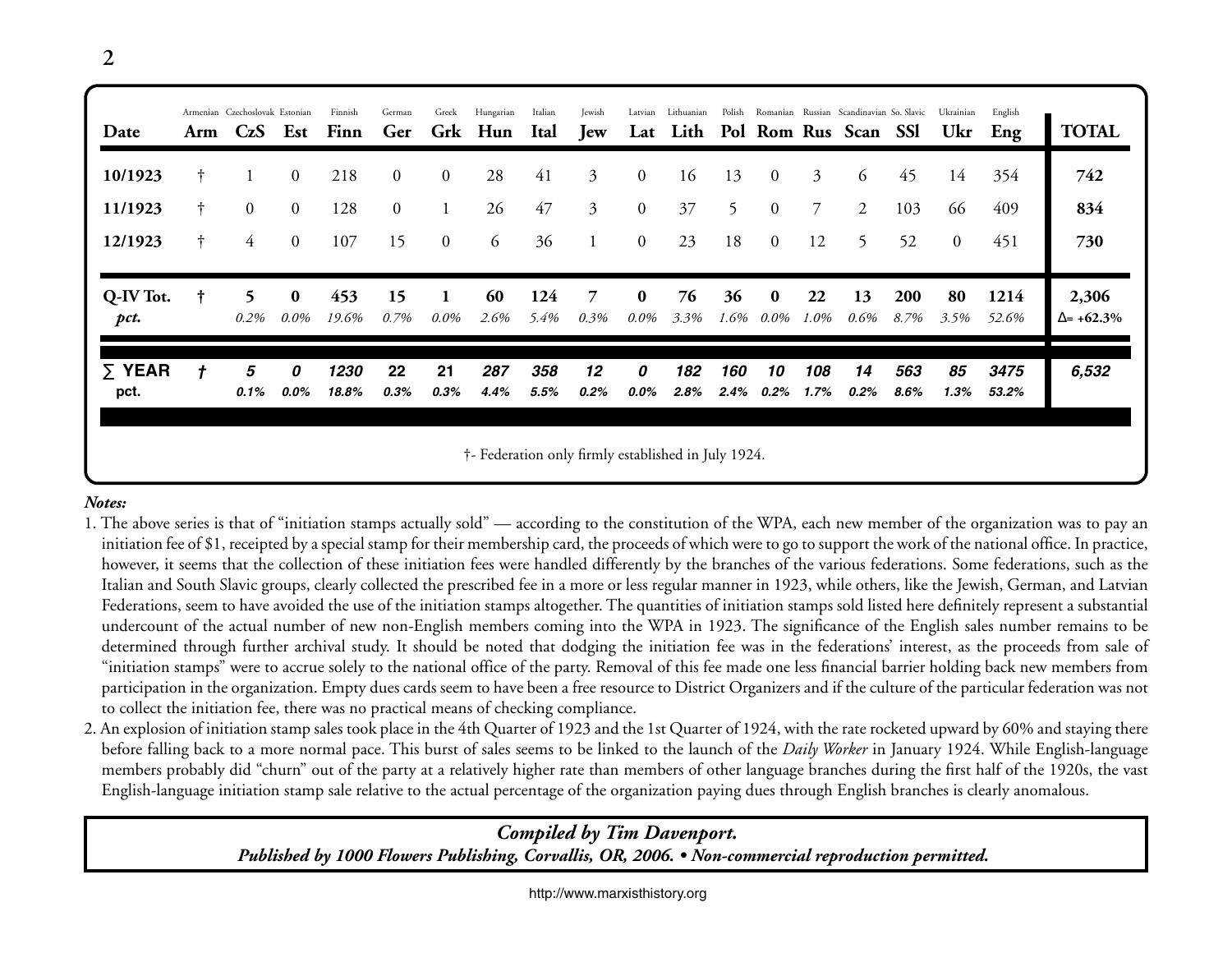| Date | Armenian Arm | Czechoslovak CzS | Estonian Est | Finnish Finn | German Ger | Greek Grk | Hungarian Hun | Italian Ital | Jewish Jew | Latvian Lat | Lithuanian Lith | Polish Pol | Romanian Rom | Russian Rus | Scandinavian Scan | So. Slavic SSl | Ukrainian Ukr | English Eng | TOTAL |
|---|---|---|---|---|---|---|---|---|---|---|---|---|---|---|---|---|---|---|---|
| **10/1923** | † | 1 | 0 | 218 | 0 | 0 | 28 | 41 | 3 | 0 | 16 | 13 | 0 | 3 | 6 | 45 | 14 | 354 | **742** |
| **11/1923** | † | 0 | 0 | 128 | 0 | 1 | 26 | 47 | 3 | 0 | 37 | 5 | 0 | 7 | 2 | 103 | 66 | 409 | **834** |
| **12/1923** | † | 4 | 0 | 107 | 15 | 0 | 6 | 36 | 1 | 0 | 23 | 18 | 0 | 12 | 5 | 52 | 0 | 451 | **730** |
| **Q-IV Tot.** | **†** | **5** | **0** | **453** | **15** | **1** | **60** | **124** | **7** | **0** | **76** | **36** | **0** | **22** | **13** | **200** | **80** | **1214** | **2,306** |
| ***pct.*** | | *0.2%* | *0.0%* | *19.6%* | *0.7%* | *0.0%* | *2.6%* | *5.4%* | *0.3%* | *0.0%* | *3.3%* | *1.6%* | *0.0%* | *1.0%* | *0.6%* | *8.7%* | *3.5%* | *52.6%* | **Δ= +62.3%** |
| **∑ YEAR** | ***†*** | ***5*** | ***0*** | ***1230*** | **22** | **21** | ***287*** | ***358*** | ***12*** | ***0*** | ***182*** | **160** | **10** | ***108*** | **14** | ***563*** | ***85*** | ***3475*** | ***6,532*** |
| **pct.** | | ***0.1%*** | ***0.0%*** | ***18.8%*** | ***0.3%*** | ***0.3%*** | ***4.4%*** | ***5.5%*** | ***0.2%*** | ***0.0%*** | ***2.8%*** | ***2.4%*** | ***0.2%*** | ***1.7%*** | ***0.2%*** | ***8.6%*** | ***1.3%*** | ***53.2%*** | |

†- Federation only firmly established in July 1924.

***Notes:***

1. The above series is that of "initiation stamps actually sold" — according to the constitution of the WPA, each new member of the organization was to pay an initiation fee of $1, receipted by a special stamp for their membership card, the proceeds of which were to go to support the work of the national office. In practice, however, it seems that the collection of these initiation fees were handled differently by the branches of the various federations. Some federations, such as the Italian and South Slavic groups, clearly collected the prescribed fee in a more or less regular manner in 1923, while others, like the Jewish, German, and Latvian Federations, seem to have avoided the use of the initiation stamps altogether. The quantities of initiation stamps sold listed here definitely represent a substantial undercount of the actual number of new non-English members coming into the WPA in 1923. The significance of the English sales number remains to be determined through further archival study. It should be noted that dodging the initiation fee was in the federations' interest, as the proceeds from sale of "initiation stamps" were to accrue solely to the national office of the party. Removal of this fee made one less financial barrier holding back new members from participation in the organization. Empty dues cards seem to have been a free resource to District Organizers and if the culture of the particular federation was not to collect the initiation fee, there was no practical means of checking compliance.
2. An explosion of initiation stamp sales took place in the 4th Quarter of 1923 and the 1st Quarter of 1924, with the rate rocketed upward by 60% and staying there before falling back to a more normal pace. This burst of sales seems to be linked to the launch of the *Daily Worker* in January 1924. While English-language members probably did "churn" out of the party at a relatively higher rate than members of other language branches during the first half of the 1920s, the vast English-language initiation stamp sale relative to the actual percentage of the organization paying dues through English branches is clearly anomalous.

***Compiled by Tim Davenport.***
***Published by 1000 Flowers Publishing, Corvallis, OR, 2006. • Non-commercial reproduction permitted.***

http://www.marxisthistory.org